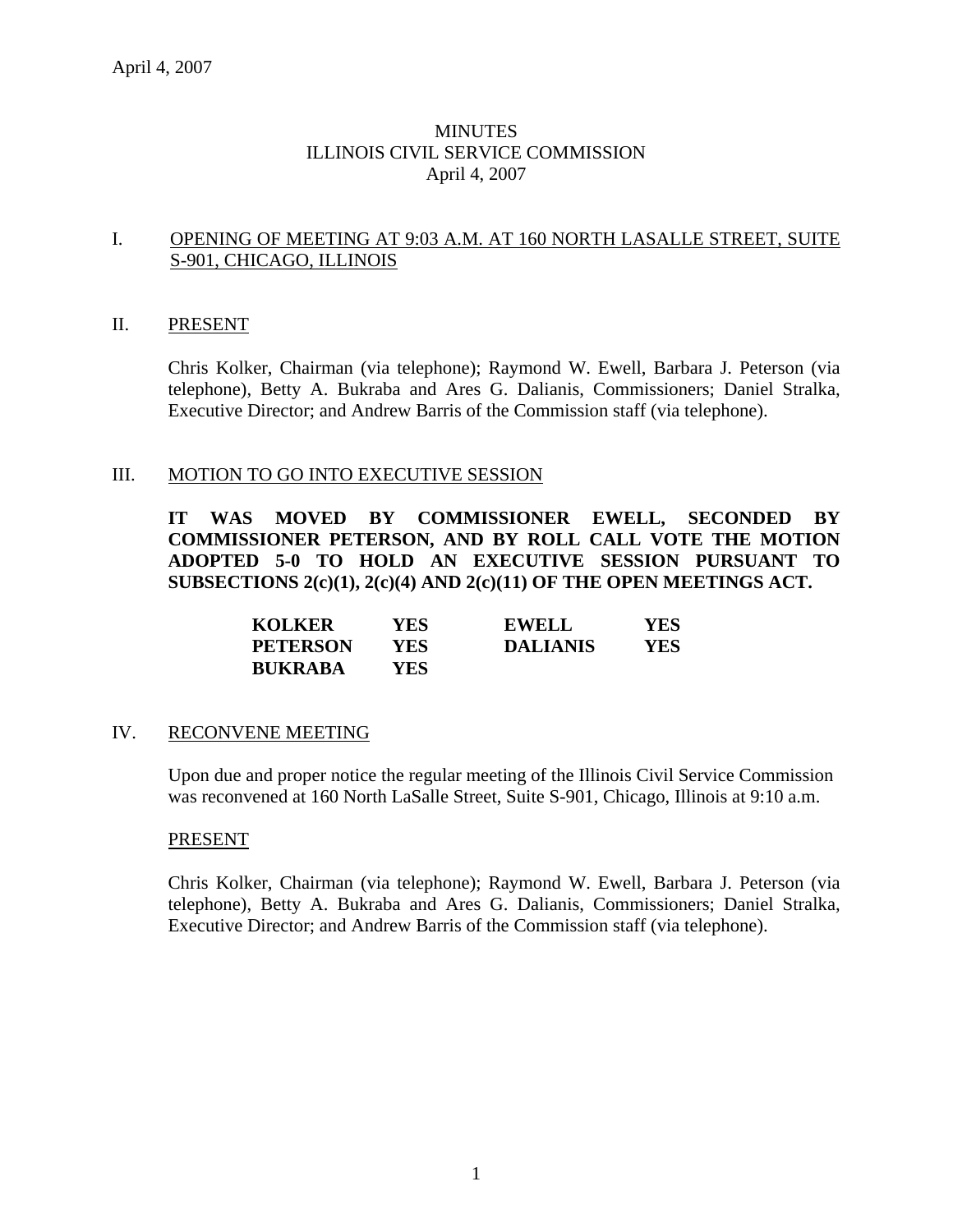# MINUTES
## ILLINOIS CIVIL SERVICE COMMISSION
### April 4, 2007

## I. OPENING OF MEETING AT 9:03 A.M. AT 160 NORTH LASALLE STREET, SUITE S-901, CHICAGO, ILLINOIS

## II. PRESENT

Chris Kolker, Chairman (via telephone); Raymond W. Ewell, Barbara J. Peterson (via telephone), Betty A. Bukraba and Ares G. Dalianis, Commissioners; Daniel Stralka, Executive Director; and Andrew Barris of the Commission staff (via telephone).

## III. MOTION TO GO INTO EXECUTIVE SESSION

**IT WAS MOVED BY COMMISSIONER EWELL, SECONDED BY COMMISSIONER PETERSON, AND BY ROLL CALL VOTE THE MOTION ADOPTED 5-0 TO HOLD AN EXECUTIVE SESSION PURSUANT TO SUBSECTIONS 2(c)(1), 2(c)(4) AND 2(c)(11) OF THE OPEN MEETINGS ACT.**

| | | | |
|---|---|---|---|
| **KOLKER** | **YES** | **EWELL** | **YES** |
| **PETERSON** | **YES** | **DALIANIS** | **YES** |
| **BUKRABA** | **YES** | | |

## IV. RECONVENE MEETING

Upon due and proper notice the regular meeting of the Illinois Civil Service Commission was reconvened at 160 North LaSalle Street, Suite S-901, Chicago, Illinois at 9:10 a.m.

### PRESENT

Chris Kolker, Chairman (via telephone); Raymond W. Ewell, Barbara J. Peterson (via telephone), Betty A. Bukraba and Ares G. Dalianis, Commissioners; Daniel Stralka, Executive Director; and Andrew Barris of the Commission staff (via telephone).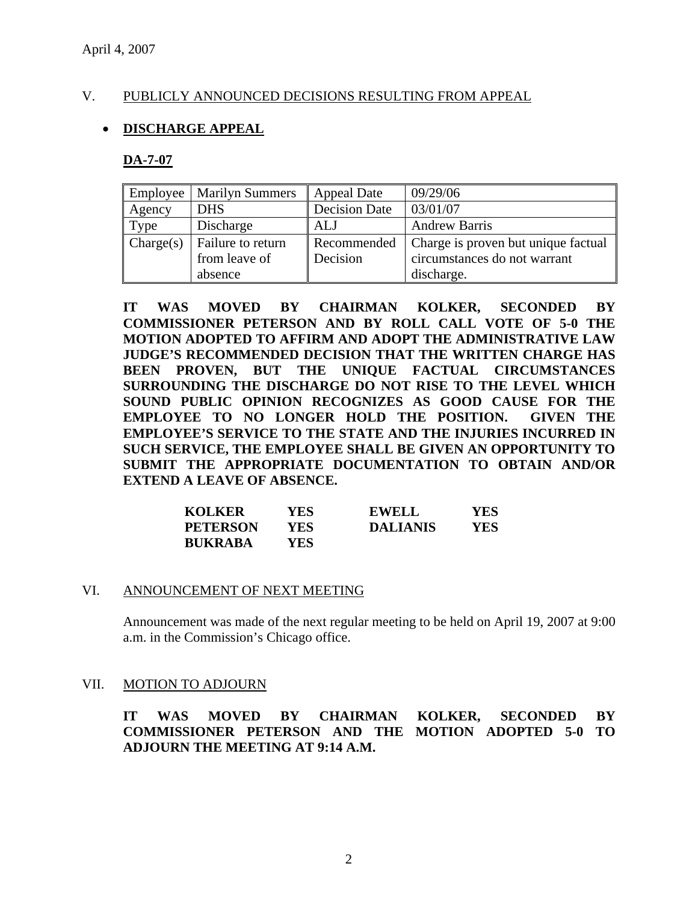April 4, 2007

V. PUBLICLY ANNOUNCED DECISIONS RESULTING FROM APPEAL

- **DISCHARGE APPEAL**

**DA-7-07**

| | | | |
|---|---|---|---|
| Employee | Marilyn Summers | Appeal Date | 09/29/06 |
| Agency | DHS | Decision Date | 03/01/07 |
| Type | Discharge | ALJ | Andrew Barris |
| Charge(s) | Failure to return from leave of absence | Recommended Decision | Charge is proven but unique factual circumstances do not warrant discharge. |

**IT WAS MOVED BY CHAIRMAN KOLKER, SECONDED BY COMMISSIONER PETERSON AND BY ROLL CALL VOTE OF 5-0 THE MOTION ADOPTED TO AFFIRM AND ADOPT THE ADMINISTRATIVE LAW JUDGE'S RECOMMENDED DECISION THAT THE WRITTEN CHARGE HAS BEEN PROVEN, BUT THE UNIQUE FACTUAL CIRCUMSTANCES SURROUNDING THE DISCHARGE DO NOT RISE TO THE LEVEL WHICH SOUND PUBLIC OPINION RECOGNIZES AS GOOD CAUSE FOR THE EMPLOYEE TO NO LONGER HOLD THE POSITION. GIVEN THE EMPLOYEE'S SERVICE TO THE STATE AND THE INJURIES INCURRED IN SUCH SERVICE, THE EMPLOYEE SHALL BE GIVEN AN OPPORTUNITY TO SUBMIT THE APPROPRIATE DOCUMENTATION TO OBTAIN AND/OR EXTEND A LEAVE OF ABSENCE.**

| | | | |
|---|---|---|---|
| **KOLKER** | **YES** | **EWELL** | **YES** |
| **PETERSON** | **YES** | **DALIANIS** | **YES** |
| **BUKRABA** | **YES** | | |

VI. ANNOUNCEMENT OF NEXT MEETING

Announcement was made of the next regular meeting to be held on April 19, 2007 at 9:00 a.m. in the Commission's Chicago office.

VII. MOTION TO ADJOURN

**IT WAS MOVED BY CHAIRMAN KOLKER, SECONDED BY COMMISSIONER PETERSON AND THE MOTION ADOPTED 5-0 TO ADJOURN THE MEETING AT 9:14 A.M.**